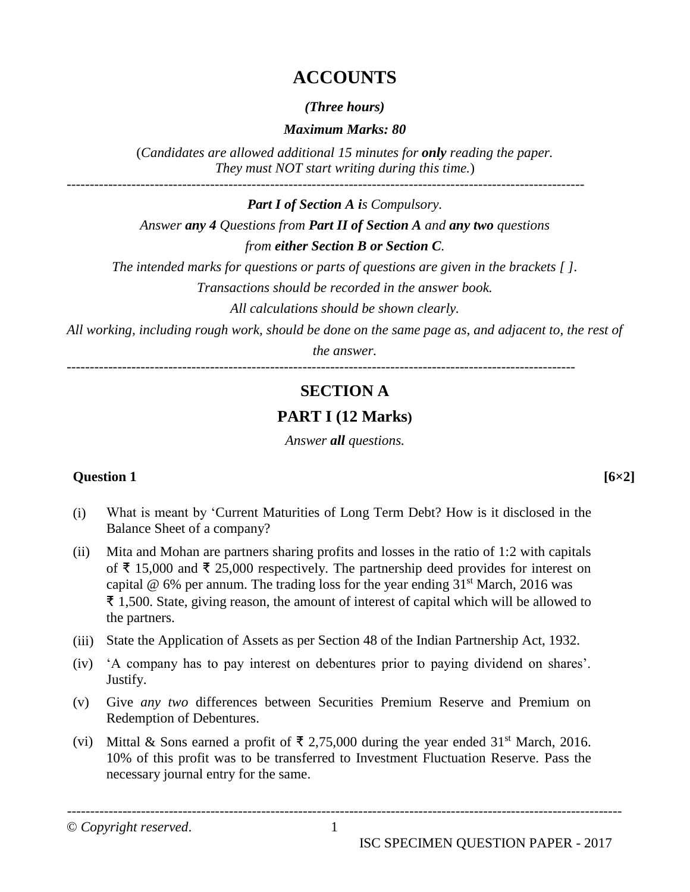# ACCOUNTS

***(Three hours)***

***Maximum Marks: 80***

(*Candidates are allowed additional 15 minutes for **only** reading the paper. They must NOT start writing during this time.*)

---

***Part I of Section A i****s Compulsory.*

*Answer **any 4** Questions from **Part II of Section A** and **any two** questions from **either Section B or Section C**.*

*The intended marks for questions or parts of questions are given in the brackets [ ].*

*Transactions should be recorded in the answer book.*

*All calculations should be shown clearly.*

*All working, including rough work, should be done on the same page as, and adjacent to, the rest of the answer.*

---

## SECTION A

## PART I (12 Marks)

*Answer **all** questions.*

**Question 1** **[6×2]**

(i) What is meant by 'Current Maturities of Long Term Debt? How is it disclosed in the Balance Sheet of a company?

(ii) Mita and Mohan are partners sharing profits and losses in the ratio of 1:2 with capitals of ₹ 15,000 and ₹ 25,000 respectively. The partnership deed provides for interest on capital @ 6% per annum. The trading loss for the year ending 31st March, 2016 was ₹ 1,500. State, giving reason, the amount of interest of capital which will be allowed to the partners.

(iii) State the Application of Assets as per Section 48 of the Indian Partnership Act, 1932.

(iv) 'A company has to pay interest on debentures prior to paying dividend on shares'. Justify.

(v) Give *any two* differences between Securities Premium Reserve and Premium on Redemption of Debentures.

(vi) Mittal & Sons earned a profit of ₹ 2,75,000 during the year ended 31st March, 2016. 10% of this profit was to be transferred to Investment Fluctuation Reserve. Pass the necessary journal entry for the same.

---

© *Copyright reserved*.

ISC SPECIMEN QUESTION PAPER - 2017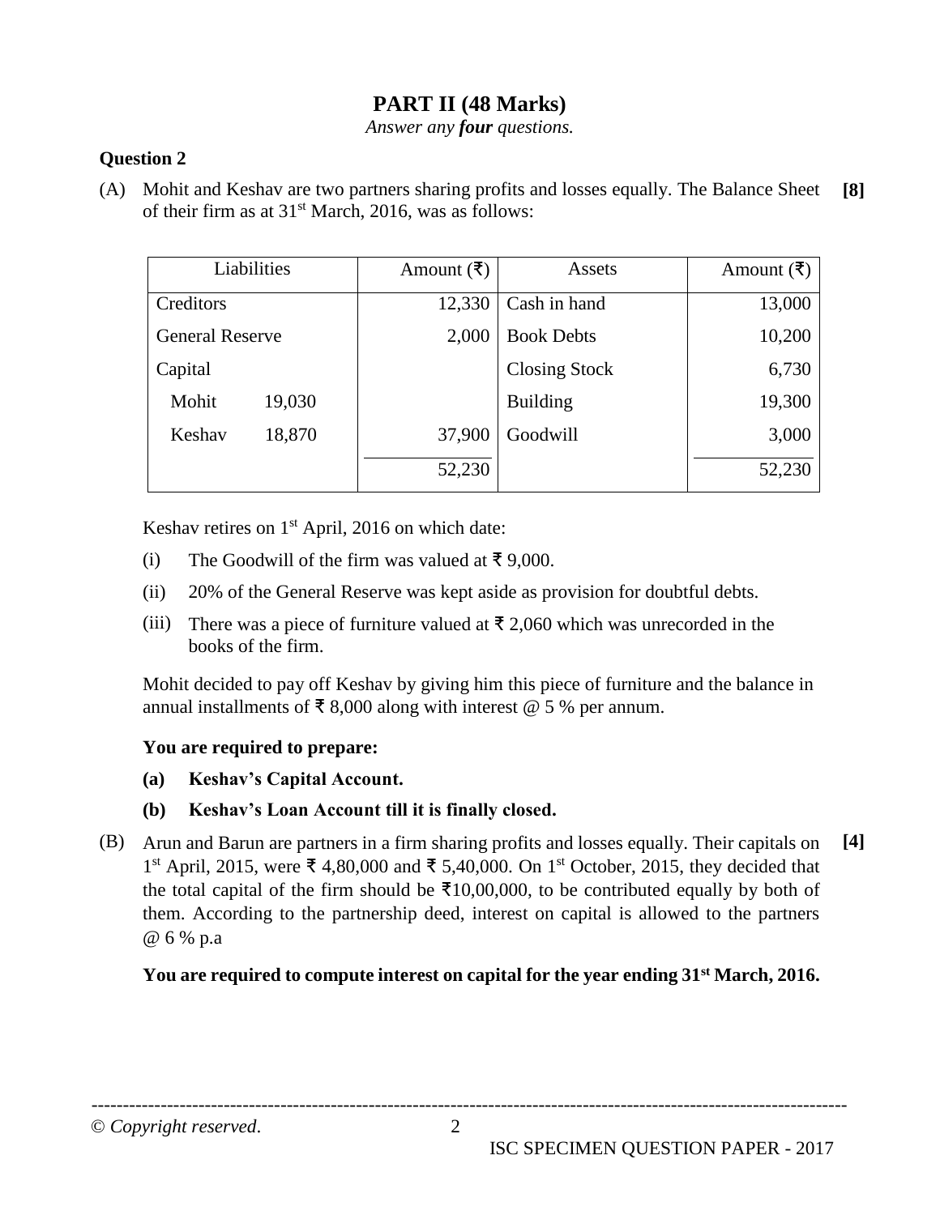## PART II (48 Marks)

*Answer any **four** questions.*

**Question 2**

(A) Mohit and Keshav are two partners sharing profits and losses equally. The Balance Sheet of their firm as at 31st March, 2016, was as follows: **[8]**

| Liabilities | | Amount (₹) | Assets | Amount (₹) |
|---|---|---|---|---|
| Creditors | | 12,330 | Cash in hand | 13,000 |
| General Reserve | | 2,000 | Book Debts | 10,200 |
| Capital | | | Closing Stock | 6,730 |
| Mohit | 19,030 | | Building | 19,300 |
| Keshav | 18,870 | 37,900 | Goodwill | 3,000 |
| | | 52,230 | | 52,230 |

Keshav retires on 1st April, 2016 on which date:

(i) The Goodwill of the firm was valued at ₹ 9,000.

(ii) 20% of the General Reserve was kept aside as provision for doubtful debts.

(iii) There was a piece of furniture valued at ₹ 2,060 which was unrecorded in the books of the firm.

Mohit decided to pay off Keshav by giving him this piece of furniture and the balance in annual installments of ₹ 8,000 along with interest @ 5 % per annum.

**You are required to prepare:**

**(a) Keshav's Capital Account.**

**(b) Keshav's Loan Account till it is finally closed.**

(B) Arun and Barun are partners in a firm sharing profits and losses equally. Their capitals on 1st April, 2015, were ₹ 4,80,000 and ₹ 5,40,000. On 1st October, 2015, they decided that the total capital of the firm should be ₹10,00,000, to be contributed equally by both of them. According to the partnership deed, interest on capital is allowed to the partners @ 6 % p.a **[4]**

**You are required to compute interest on capital for the year ending 31st March, 2016.**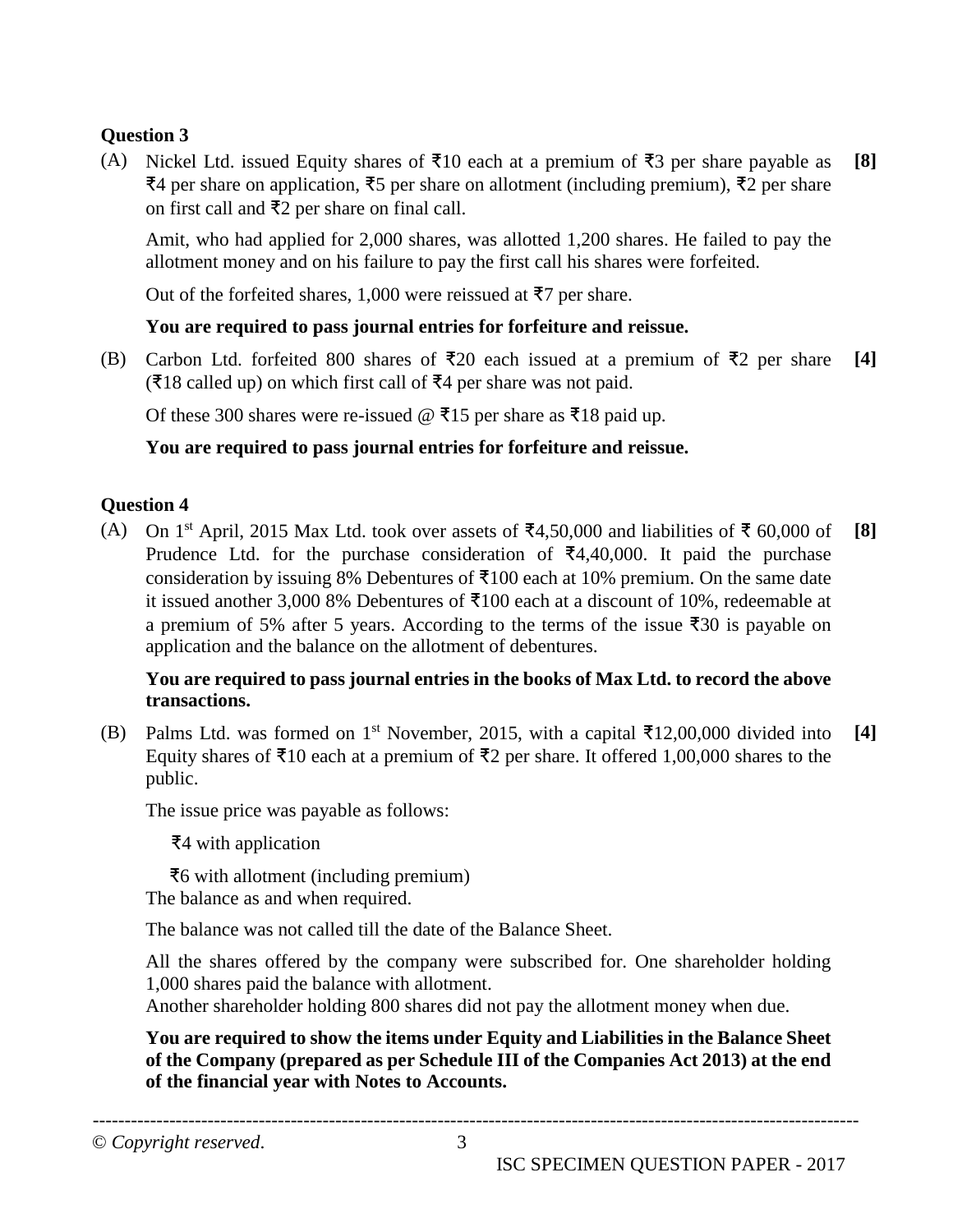### Question 3

(A) Nickel Ltd. issued Equity shares of ₹10 each at a premium of ₹3 per share payable as ₹4 per share on application, ₹5 per share on allotment (including premium), ₹2 per share on first call and ₹2 per share on final call. **[8]**

Amit, who had applied for 2,000 shares, was allotted 1,200 shares. He failed to pay the allotment money and on his failure to pay the first call his shares were forfeited.

Out of the forfeited shares, 1,000 were reissued at ₹7 per share.

**You are required to pass journal entries for forfeiture and reissue.**

(B) Carbon Ltd. forfeited 800 shares of ₹20 each issued at a premium of ₹2 per share (₹18 called up) on which first call of ₹4 per share was not paid. **[4]**

Of these 300 shares were re-issued @ ₹15 per share as ₹18 paid up.

**You are required to pass journal entries for forfeiture and reissue.**

### Question 4

(A) On 1st April, 2015 Max Ltd. took over assets of ₹4,50,000 and liabilities of ₹ 60,000 of Prudence Ltd. for the purchase consideration of ₹4,40,000. It paid the purchase consideration by issuing 8% Debentures of ₹100 each at 10% premium. On the same date it issued another 3,000 8% Debentures of ₹100 each at a discount of 10%, redeemable at a premium of 5% after 5 years. According to the terms of the issue ₹30 is payable on application and the balance on the allotment of debentures. **[8]**

**You are required to pass journal entries in the books of Max Ltd. to record the above transactions.**

(B) Palms Ltd. was formed on 1st November, 2015, with a capital ₹12,00,000 divided into Equity shares of ₹10 each at a premium of ₹2 per share. It offered 1,00,000 shares to the public. **[4]**

The issue price was payable as follows:

₹4 with application

₹6 with allotment (including premium)
The balance as and when required.

The balance was not called till the date of the Balance Sheet.

All the shares offered by the company were subscribed for. One shareholder holding 1,000 shares paid the balance with allotment.
Another shareholder holding 800 shares did not pay the allotment money when due.

**You are required to show the items under Equity and Liabilities in the Balance Sheet of the Company (prepared as per Schedule III of the Companies Act 2013) at the end of the financial year with Notes to Accounts.**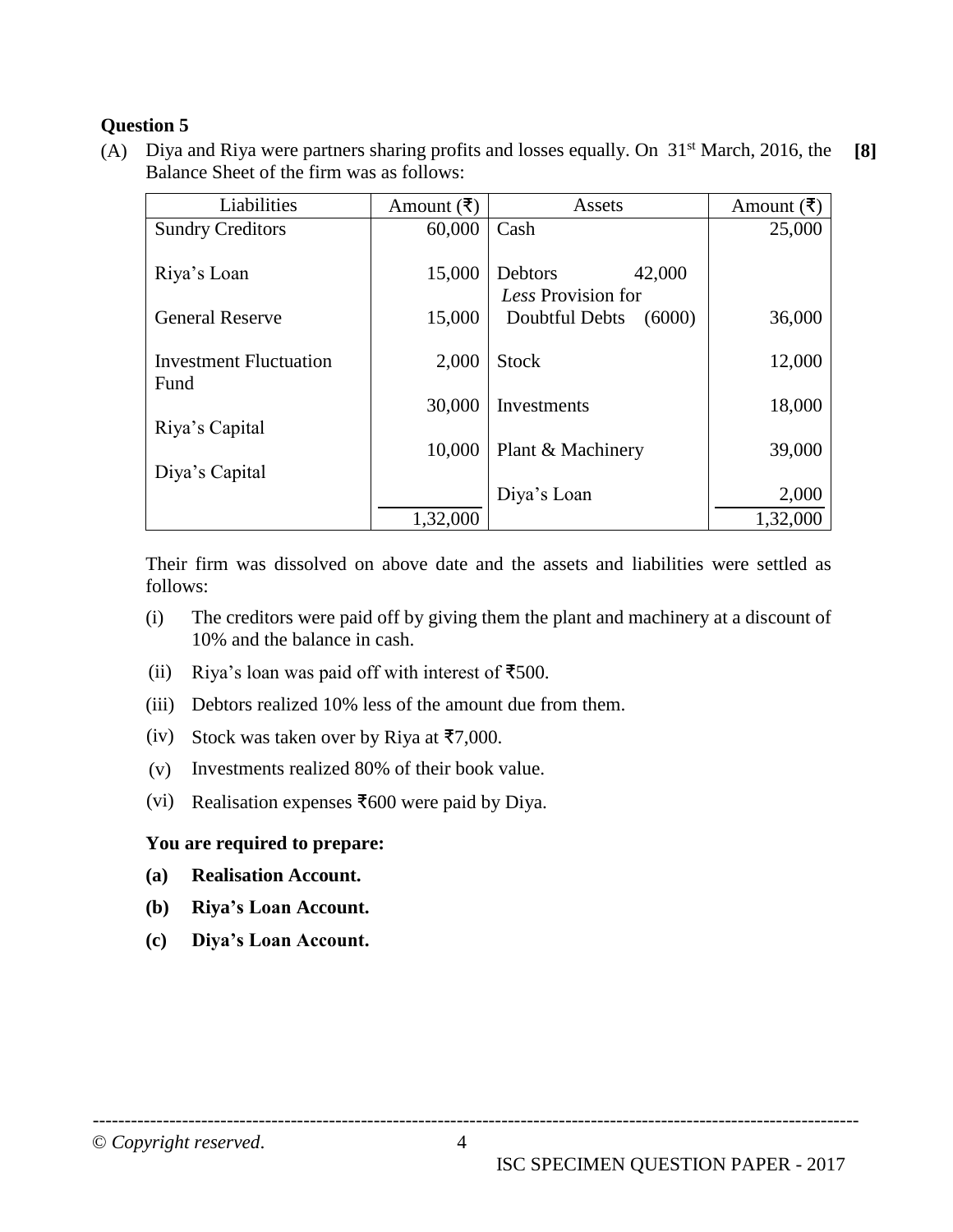**Question 5**

(A) Diya and Riya were partners sharing profits and losses equally. On 31st March, 2016, the Balance Sheet of the firm was as follows: **[8]**

| Liabilities | Amount (₹) | Assets | Amount (₹) |
|---|---|---|---|
| Sundry Creditors | 60,000 | Cash | 25,000 |
| Riya's Loan | 15,000 | Debtors 42,000<br>*Less* Provision for | |
| General Reserve | 15,000 | Doubtful Debts (6000) | 36,000 |
| Investment Fluctuation Fund | 2,000 | Stock | 12,000 |
| Riya's Capital | 30,000 | Investments | 18,000 |
| Diya's Capital | 10,000 | Plant & Machinery | 39,000 |
| | | Diya's Loan | 2,000 |
| | 1,32,000 | | 1,32,000 |

Their firm was dissolved on above date and the assets and liabilities were settled as follows:

(i) The creditors were paid off by giving them the plant and machinery at a discount of 10% and the balance in cash.

(ii) Riya's loan was paid off with interest of ₹500.

(iii) Debtors realized 10% less of the amount due from them.

(iv) Stock was taken over by Riya at ₹7,000.

(v) Investments realized 80% of their book value.

(vi) Realisation expenses ₹600 were paid by Diya.

**You are required to prepare:**

**(a) Realisation Account.**

**(b) Riya's Loan Account.**

**(c) Diya's Loan Account.**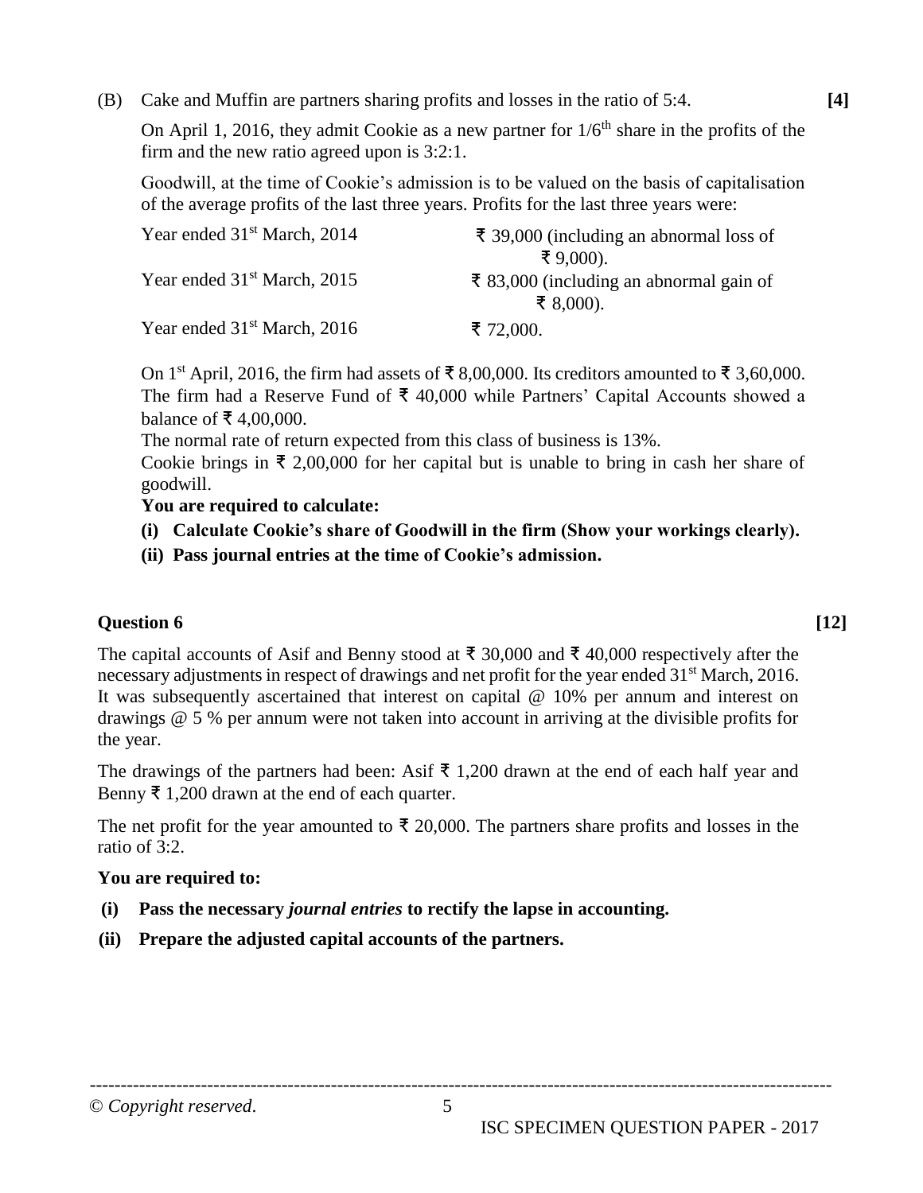(B) Cake and Muffin are partners sharing profits and losses in the ratio of 5:4. **[4]**

On April 1, 2016, they admit Cookie as a new partner for 1/6th share in the profits of the firm and the new ratio agreed upon is 3:2:1.

Goodwill, at the time of Cookie's admission is to be valued on the basis of capitalisation of the average profits of the last three years. Profits for the last three years were:

| | |
|---|---|
| Year ended 31st March, 2014 | ₹ 39,000 (including an abnormal loss of ₹ 9,000). |
| Year ended 31st March, 2015 | ₹ 83,000 (including an abnormal gain of ₹ 8,000). |
| Year ended 31st March, 2016 | ₹ 72,000. |

On 1st April, 2016, the firm had assets of ₹ 8,00,000. Its creditors amounted to ₹ 3,60,000. The firm had a Reserve Fund of ₹ 40,000 while Partners' Capital Accounts showed a balance of ₹ 4,00,000.

The normal rate of return expected from this class of business is 13%.

Cookie brings in ₹ 2,00,000 for her capital but is unable to bring in cash her share of goodwill.

**You are required to calculate:**

**(i) Calculate Cookie's share of Goodwill in the firm (Show your workings clearly).**

**(ii) Pass journal entries at the time of Cookie's admission.**

**Question 6** **[12]**

The capital accounts of Asif and Benny stood at ₹ 30,000 and ₹ 40,000 respectively after the necessary adjustments in respect of drawings and net profit for the year ended 31st March, 2016. It was subsequently ascertained that interest on capital @ 10% per annum and interest on drawings @ 5 % per annum were not taken into account in arriving at the divisible profits for the year.

The drawings of the partners had been: Asif ₹ 1,200 drawn at the end of each half year and Benny ₹ 1,200 drawn at the end of each quarter.

The net profit for the year amounted to ₹ 20,000. The partners share profits and losses in the ratio of 3:2.

**You are required to:**

**(i) Pass the necessary *journal entries* to rectify the lapse in accounting.**

**(ii) Prepare the adjusted capital accounts of the partners.**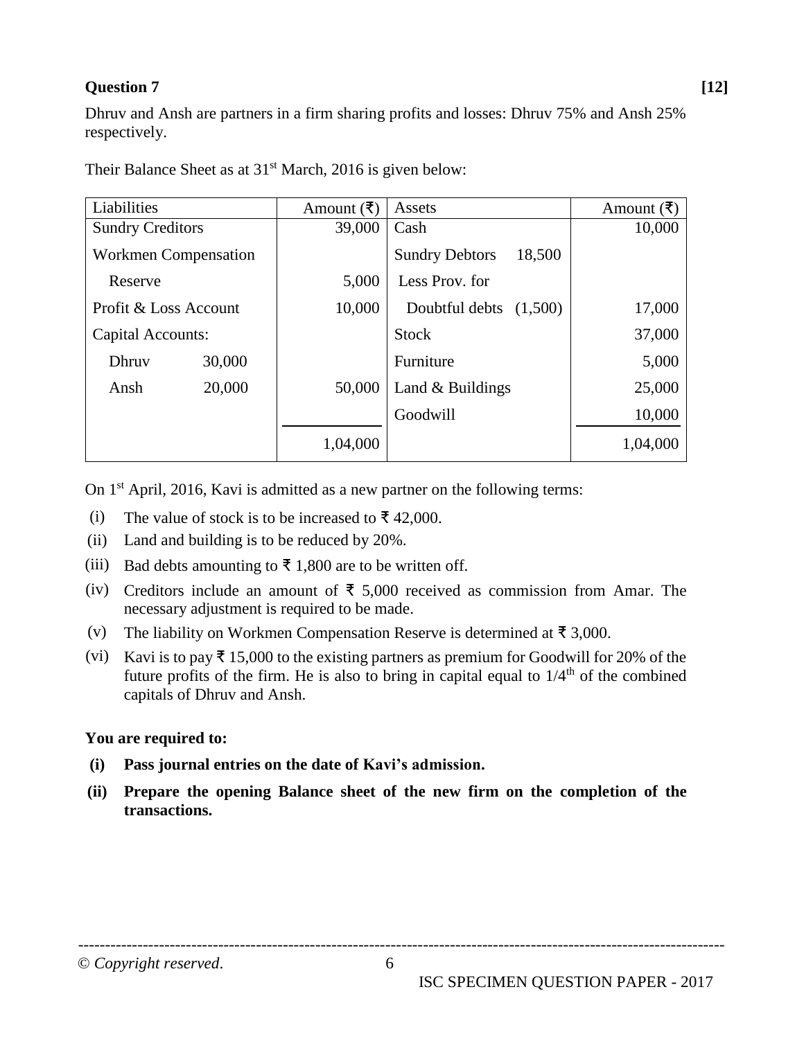**Question 7** **[12]**

Dhruv and Ansh are partners in a firm sharing profits and losses: Dhruv 75% and Ansh 25% respectively.

Their Balance Sheet as at 31st March, 2016 is given below:

| Liabilities | | Amount (₹) | Assets | | Amount (₹) |
|---|---|---|---|---|---|
| Sundry Creditors | | 39,000 | Cash | | 10,000 |
| Workmen Compensation | | | Sundry Debtors | 18,500 | |
| Reserve | | 5,000 | Less Prov. for | | |
| Profit & Loss Account | | 10,000 | Doubtful debts | (1,500) | 17,000 |
| Capital Accounts: | | | Stock | | 37,000 |
| Dhruv | 30,000 | | Furniture | | 5,000 |
| Ansh | 20,000 | 50,000 | Land & Buildings | | 25,000 |
| | | | Goodwill | | 10,000 |
| | | 1,04,000 | | | 1,04,000 |

On 1st April, 2016, Kavi is admitted as a new partner on the following terms:

(i) The value of stock is to be increased to ₹ 42,000.

(ii) Land and building is to be reduced by 20%.

(iii) Bad debts amounting to ₹ 1,800 are to be written off.

(iv) Creditors include an amount of ₹ 5,000 received as commission from Amar. The necessary adjustment is required to be made.

(v) The liability on Workmen Compensation Reserve is determined at ₹ 3,000.

(vi) Kavi is to pay ₹ 15,000 to the existing partners as premium for Goodwill for 20% of the future profits of the firm. He is also to bring in capital equal to 1/4th of the combined capitals of Dhruv and Ansh.

**You are required to:**

**(i) Pass journal entries on the date of Kavi's admission.**

**(ii) Prepare the opening Balance sheet of the new firm on the completion of the transactions.**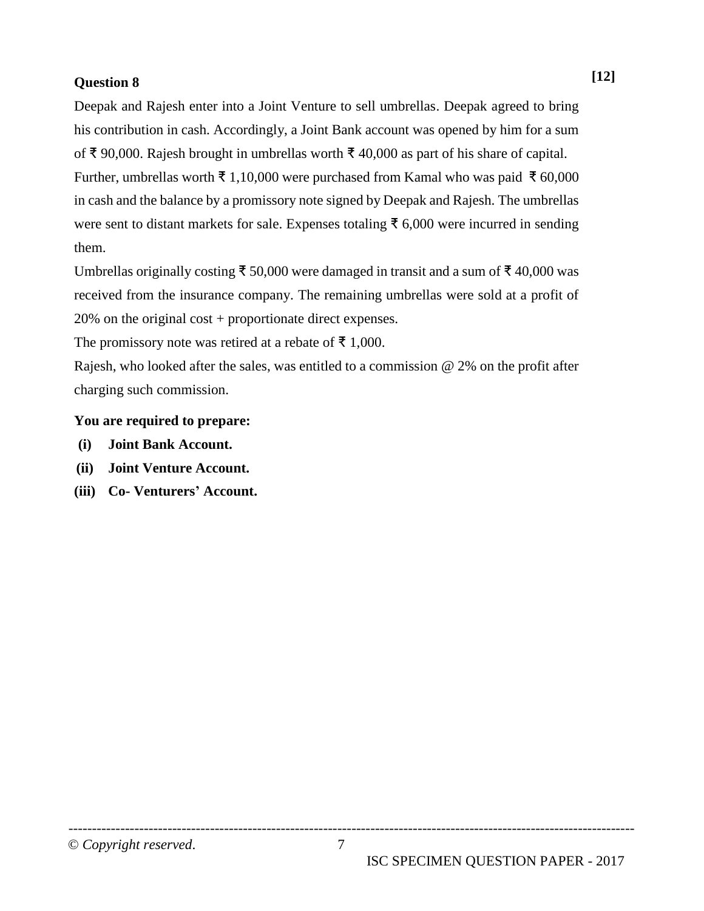**Question 8** **[12]**

Deepak and Rajesh enter into a Joint Venture to sell umbrellas. Deepak agreed to bring his contribution in cash. Accordingly, a Joint Bank account was opened by him for a sum of ₹ 90,000. Rajesh brought in umbrellas worth ₹ 40,000 as part of his share of capital.

Further, umbrellas worth ₹ 1,10,000 were purchased from Kamal who was paid ₹ 60,000 in cash and the balance by a promissory note signed by Deepak and Rajesh. The umbrellas were sent to distant markets for sale. Expenses totaling ₹ 6,000 were incurred in sending them.

Umbrellas originally costing ₹ 50,000 were damaged in transit and a sum of ₹ 40,000 was received from the insurance company. The remaining umbrellas were sold at a profit of 20% on the original cost + proportionate direct expenses.

The promissory note was retired at a rebate of ₹ 1,000.

Rajesh, who looked after the sales, was entitled to a commission @ 2% on the profit after charging such commission.

**You are required to prepare:**

**(i) Joint Bank Account.**

**(ii) Joint Venture Account.**

**(iii) Co- Venturers' Account.**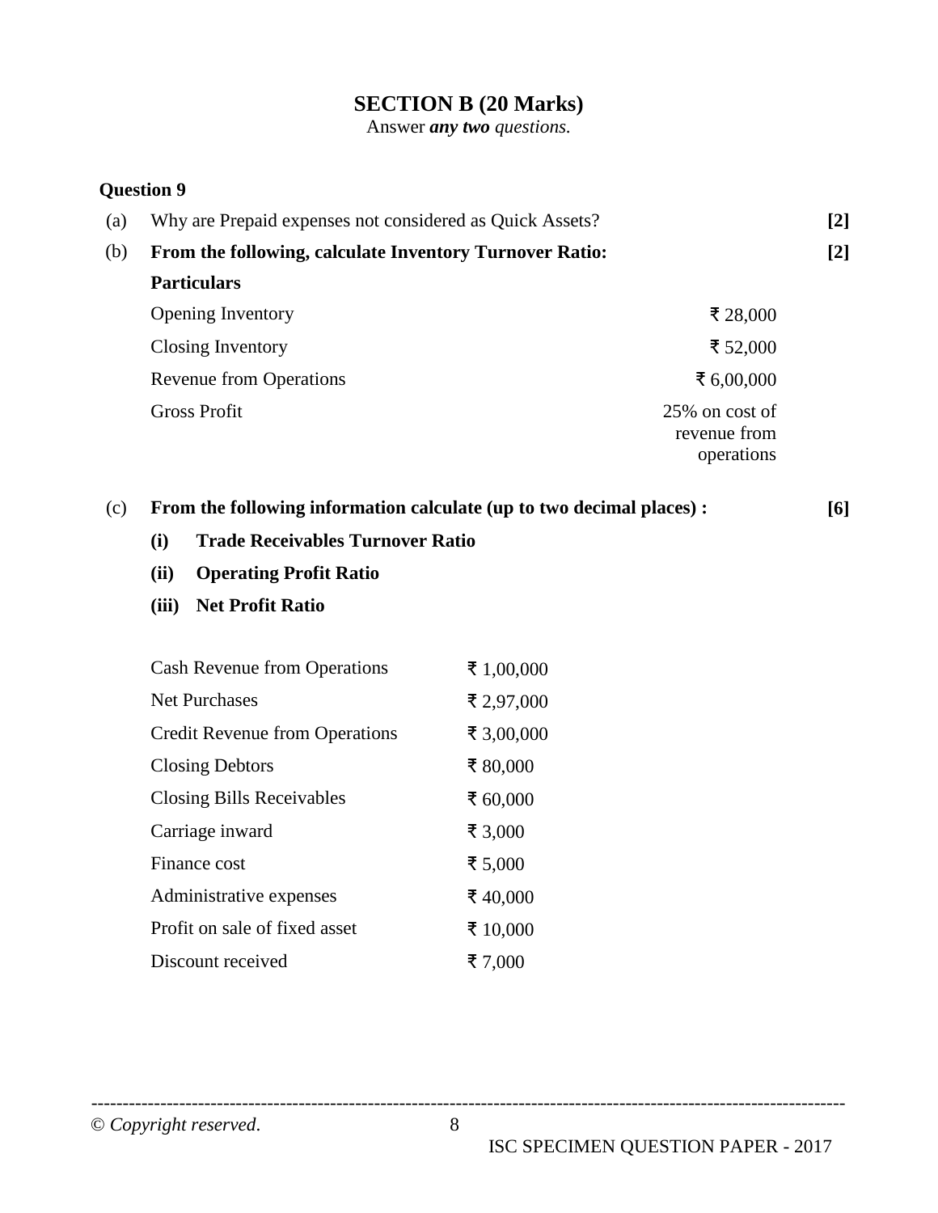## SECTION B (20 Marks)

Answer ***any two*** *questions.*

**Question 9**

(a) Why are Prepaid expenses not considered as Quick Assets? **[2]**

(b) **From the following, calculate Inventory Turnover Ratio:** **[2]**

| **Particulars** | |
|---|---|
| Opening Inventory | ₹ 28,000 |
| Closing Inventory | ₹ 52,000 |
| Revenue from Operations | ₹ 6,00,000 |
| Gross Profit | 25% on cost of revenue from operations |

(c) **From the following information calculate (up to two decimal places) :** **[6]**

**(i) Trade Receivables Turnover Ratio**

**(ii) Operating Profit Ratio**

**(iii) Net Profit Ratio**

| | |
|---|---|
| Cash Revenue from Operations | ₹ 1,00,000 |
| Net Purchases | ₹ 2,97,000 |
| Credit Revenue from Operations | ₹ 3,00,000 |
| Closing Debtors | ₹ 80,000 |
| Closing Bills Receivables | ₹ 60,000 |
| Carriage inward | ₹ 3,000 |
| Finance cost | ₹ 5,000 |
| Administrative expenses | ₹ 40,000 |
| Profit on sale of fixed asset | ₹ 10,000 |
| Discount received | ₹ 7,000 |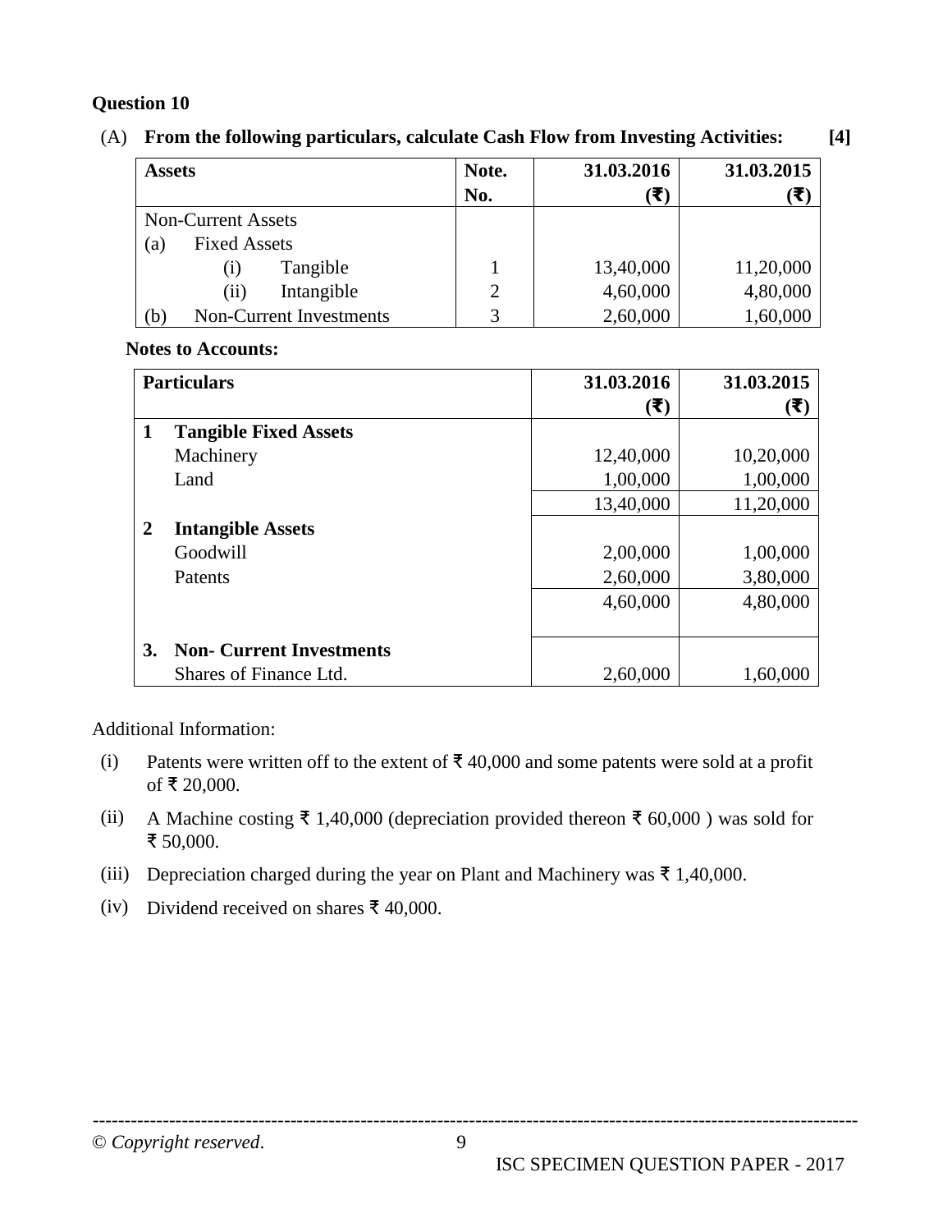**Question 10**

(A) **From the following particulars, calculate Cash Flow from Investing Activities:** **[4]**

| **Assets** | **Note. No.** | **31.03.2016 (₹)** | **31.03.2015 (₹)** |
|---|---|---|---|
| Non-Current Assets | | | |
| (a) Fixed Assets | | | |
| (i) Tangible | 1 | 13,40,000 | 11,20,000 |
| (ii) Intangible | 2 | 4,60,000 | 4,80,000 |
| (b) Non-Current Investments | 3 | 2,60,000 | 1,60,000 |

**Notes to Accounts:**

| **Particulars** | **31.03.2016 (₹)** | **31.03.2015 (₹)** |
|---|---|---|
| **1 Tangible Fixed Assets** | | |
| Machinery | 12,40,000 | 10,20,000 |
| Land | 1,00,000 | 1,00,000 |
| | 13,40,000 | 11,20,000 |
| **2 Intangible Assets** | | |
| Goodwill | 2,00,000 | 1,00,000 |
| Patents | 2,60,000 | 3,80,000 |
| | 4,60,000 | 4,80,000 |
| **3. Non- Current Investments** | | |
| Shares of Finance Ltd. | 2,60,000 | 1,60,000 |

Additional Information:

(i) Patents were written off to the extent of ₹ 40,000 and some patents were sold at a profit of ₹ 20,000.

(ii) A Machine costing ₹ 1,40,000 (depreciation provided thereon ₹ 60,000 ) was sold for ₹ 50,000.

(iii) Depreciation charged during the year on Plant and Machinery was ₹ 1,40,000.

(iv) Dividend received on shares ₹ 40,000.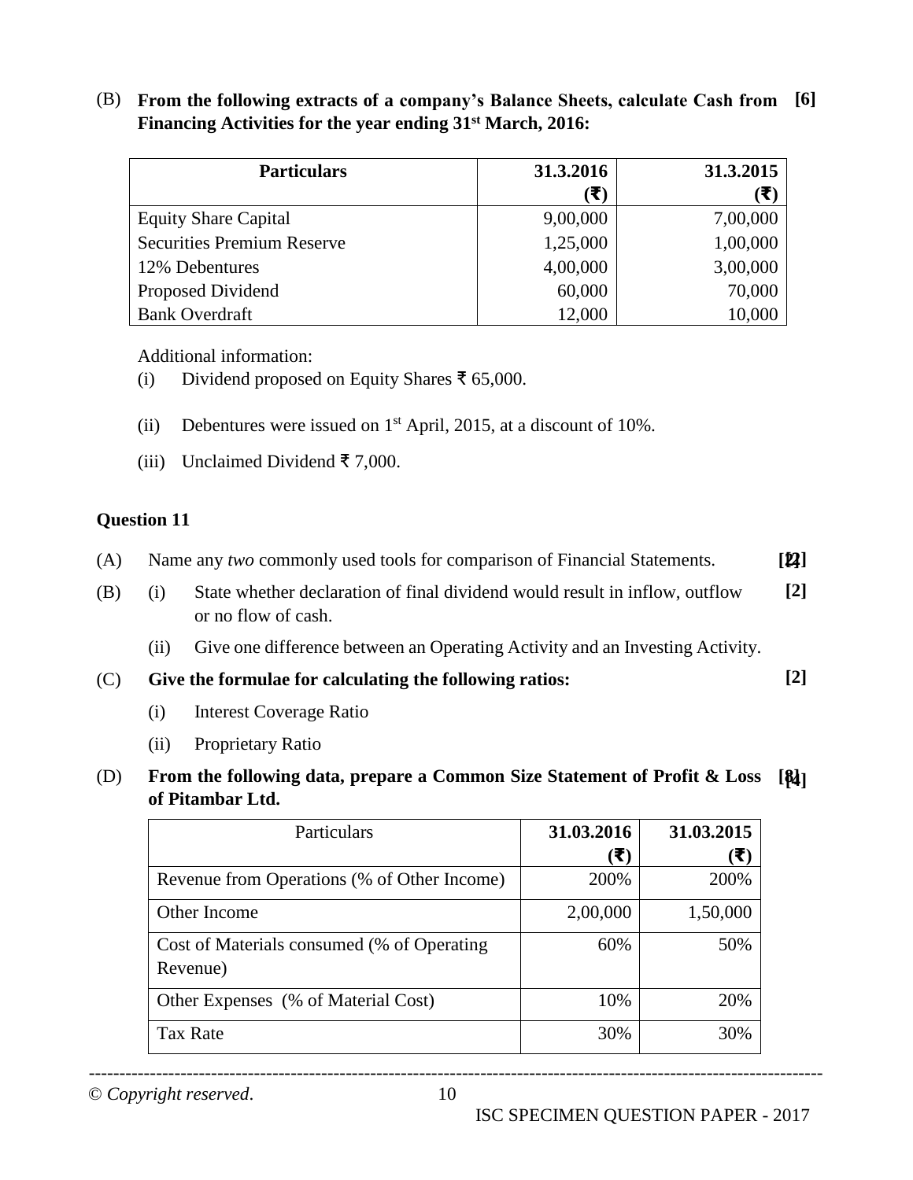(B) **From the following extracts of a company's Balance Sheets, calculate Cash from Financing Activities for the year ending 31st March, 2016:** **[6]**

| Particulars | 31.3.2016 (₹) | 31.3.2015 (₹) |
|---|---|---|
| Equity Share Capital | 9,00,000 | 7,00,000 |
| Securities Premium Reserve | 1,25,000 | 1,00,000 |
| 12% Debentures | 4,00,000 | 3,00,000 |
| Proposed Dividend | 60,000 | 70,000 |
| Bank Overdraft | 12,000 | 10,000 |

Additional information:

(i) Dividend proposed on Equity Shares ₹ 65,000.

(ii) Debentures were issued on 1st April, 2015, at a discount of 10%.

(iii) Unclaimed Dividend ₹ 7,000.

**Question 11**

(A) Name any *two* commonly used tools for comparison of Financial Statements. **[2]**

(B) (i) State whether declaration of final dividend would result in inflow, outflow or no flow of cash. **[2]**

(ii) Give one difference between an Operating Activity and an Investing Activity.

(C) **Give the formulae for calculating the following ratios:** **[2]**

(i) Interest Coverage Ratio

(ii) Proprietary Ratio

(D) **From the following data, prepare a Common Size Statement of Profit & Loss of Pitambar Ltd.** **[4]**

| Particulars | 31.03.2016 (₹) | 31.03.2015 (₹) |
|---|---|---|
| Revenue from Operations (% of Other Income) | 200% | 200% |
| Other Income | 2,00,000 | 1,50,000 |
| Cost of Materials consumed (% of Operating Revenue) | 60% | 50% |
| Other Expenses (% of Material Cost) | 10% | 20% |
| Tax Rate | 30% | 30% |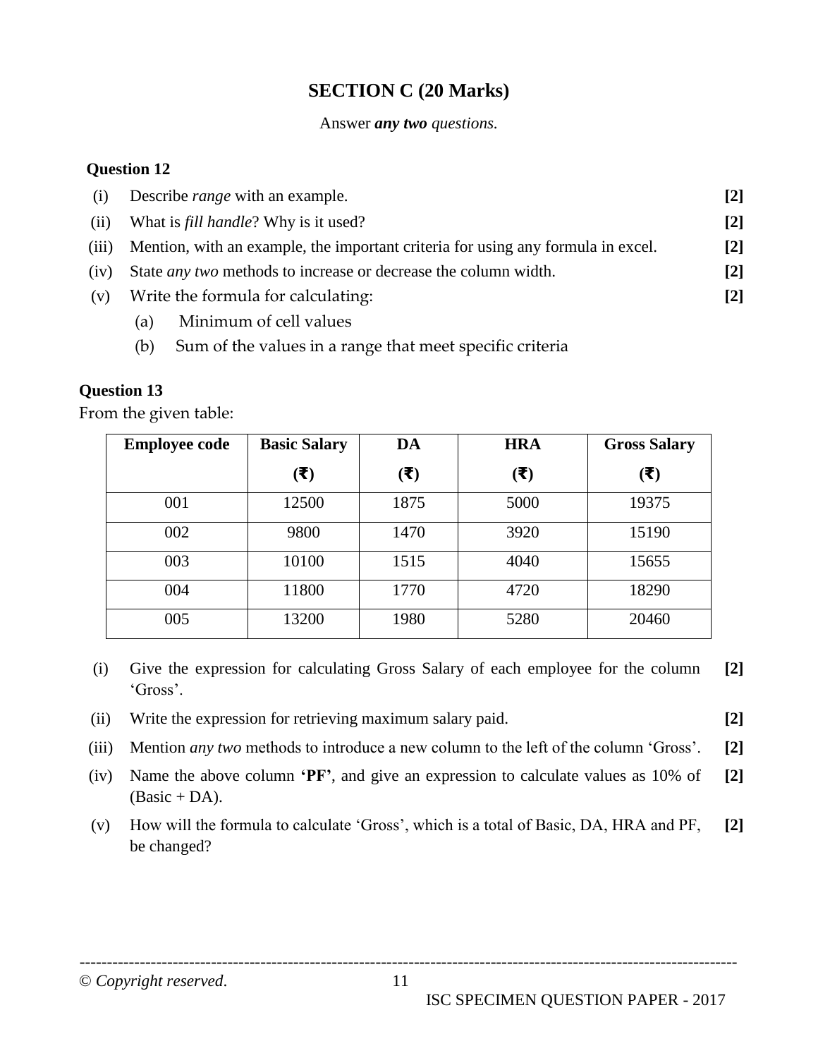## SECTION C (20 Marks)

Answer ***any two*** *questions.*

### Question 12

(i) Describe *range* with an example. **[2]**

(ii) What is *fill handle*? Why is it used? **[2]**

(iii) Mention, with an example, the important criteria for using any formula in excel. **[2]**

(iv) State *any two* methods to increase or decrease the column width. **[2]**

(v) Write the formula for calculating: **[2]**

(a) Minimum of cell values

(b) Sum of the values in a range that meet specific criteria

### Question 13

From the given table:

| Employee code | Basic Salary (₹) | DA (₹) | HRA (₹) | Gross Salary (₹) |
|---|---|---|---|---|
| 001 | 12500 | 1875 | 5000 | 19375 |
| 002 | 9800 | 1470 | 3920 | 15190 |
| 003 | 10100 | 1515 | 4040 | 15655 |
| 004 | 11800 | 1770 | 4720 | 18290 |
| 005 | 13200 | 1980 | 5280 | 20460 |

(i) Give the expression for calculating Gross Salary of each employee for the column 'Gross'. **[2]**

(ii) Write the expression for retrieving maximum salary paid. **[2]**

(iii) Mention *any two* methods to introduce a new column to the left of the column 'Gross'. **[2]**

(iv) Name the above column **'PF'**, and give an expression to calculate values as 10% of (Basic + DA). **[2]**

(v) How will the formula to calculate 'Gross', which is a total of Basic, DA, HRA and PF, be changed? **[2]**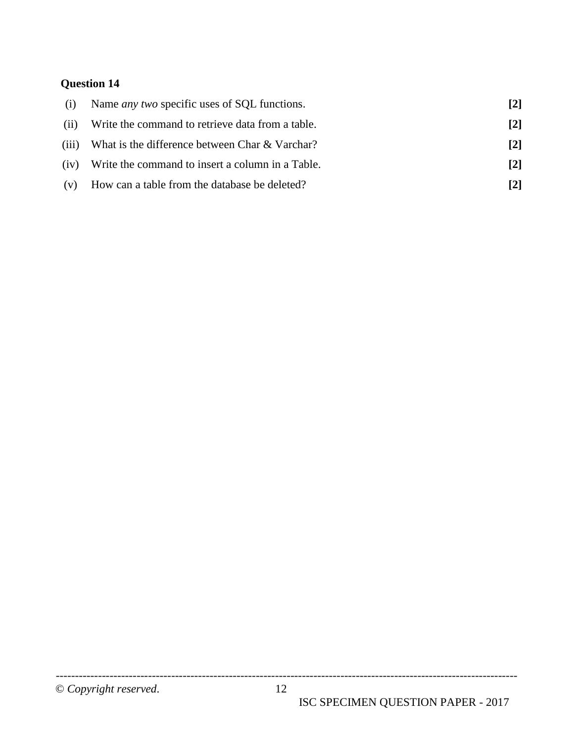**Question 14**

(i) Name *any two* specific uses of SQL functions. **[2]**

(ii) Write the command to retrieve data from a table. **[2]**

(iii) What is the difference between Char & Varchar? **[2]**

(iv) Write the command to insert a column in a Table. **[2]**

(v) How can a table from the database be deleted? **[2]**